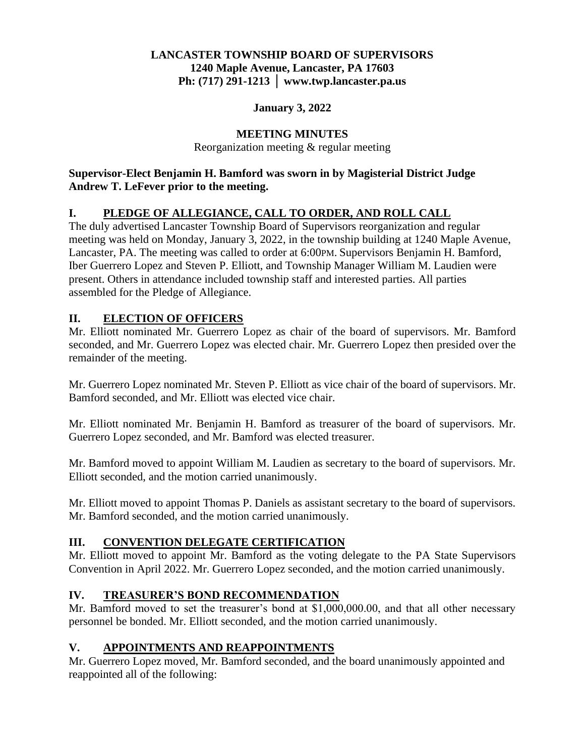**LANCASTER TOWNSHIP BOARD OF SUPERVISORS**
**1240 Maple Avenue, Lancaster, PA 17603**
**Ph: (717) 291-1213 │ www.twp.lancaster.pa.us**

**January 3, 2022**

**MEETING MINUTES**
Reorganization meeting & regular meeting

**Supervisor-Elect Benjamin H. Bamford was sworn in by Magisterial District Judge Andrew T. LeFever prior to the meeting.**

## I. PLEDGE OF ALLEGIANCE, CALL TO ORDER, AND ROLL CALL

The duly advertised Lancaster Township Board of Supervisors reorganization and regular meeting was held on Monday, January 3, 2022, in the township building at 1240 Maple Avenue, Lancaster, PA. The meeting was called to order at 6:00PM. Supervisors Benjamin H. Bamford, Iber Guerrero Lopez and Steven P. Elliott, and Township Manager William M. Laudien were present. Others in attendance included township staff and interested parties. All parties assembled for the Pledge of Allegiance.

## II. ELECTION OF OFFICERS

Mr. Elliott nominated Mr. Guerrero Lopez as chair of the board of supervisors. Mr. Bamford seconded, and Mr. Guerrero Lopez was elected chair. Mr. Guerrero Lopez then presided over the remainder of the meeting.

Mr. Guerrero Lopez nominated Mr. Steven P. Elliott as vice chair of the board of supervisors. Mr. Bamford seconded, and Mr. Elliott was elected vice chair.

Mr. Elliott nominated Mr. Benjamin H. Bamford as treasurer of the board of supervisors. Mr. Guerrero Lopez seconded, and Mr. Bamford was elected treasurer.

Mr. Bamford moved to appoint William M. Laudien as secretary to the board of supervisors. Mr. Elliott seconded, and the motion carried unanimously.

Mr. Elliott moved to appoint Thomas P. Daniels as assistant secretary to the board of supervisors. Mr. Bamford seconded, and the motion carried unanimously.

## III. CONVENTION DELEGATE CERTIFICATION

Mr. Elliott moved to appoint Mr. Bamford as the voting delegate to the PA State Supervisors Convention in April 2022. Mr. Guerrero Lopez seconded, and the motion carried unanimously.

## IV. TREASURER'S BOND RECOMMENDATION

Mr. Bamford moved to set the treasurer's bond at $1,000,000.00, and that all other necessary personnel be bonded. Mr. Elliott seconded, and the motion carried unanimously.

## V. APPOINTMENTS AND REAPPOINTMENTS

Mr. Guerrero Lopez moved, Mr. Bamford seconded, and the board unanimously appointed and reappointed all of the following: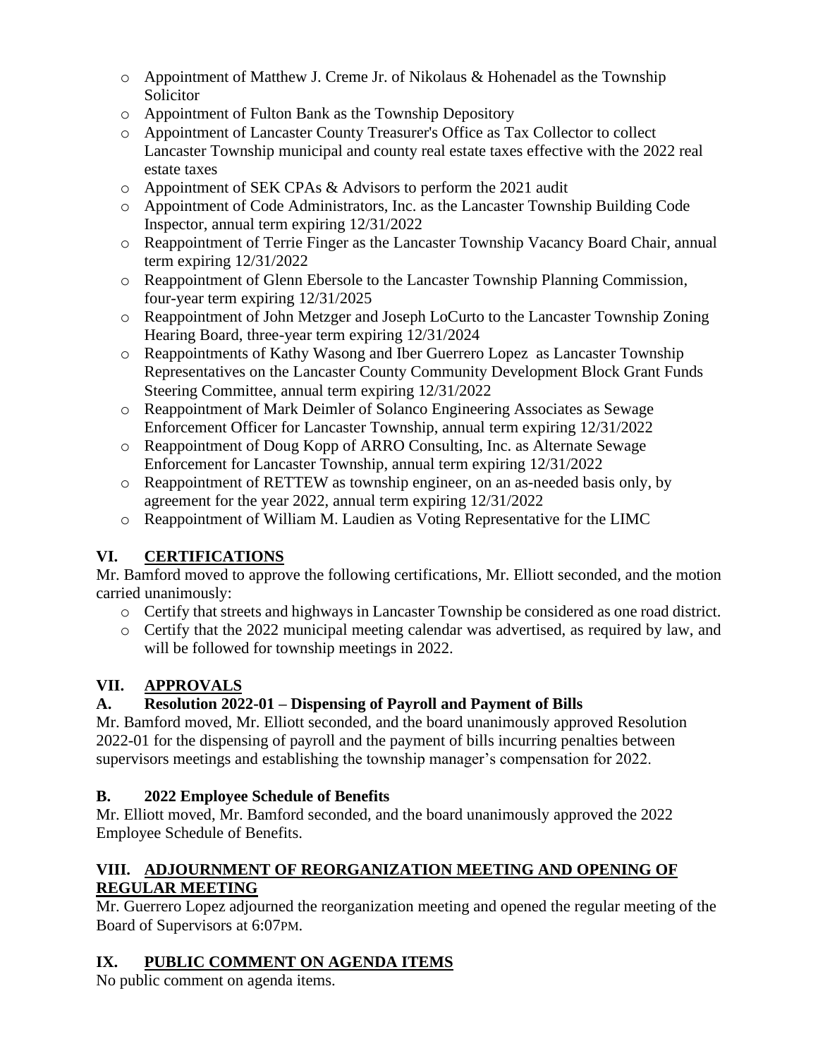- Appointment of Matthew J. Creme Jr. of Nikolaus & Hohenadel as the Township Solicitor
- Appointment of Fulton Bank as the Township Depository
- Appointment of Lancaster County Treasurer's Office as Tax Collector to collect Lancaster Township municipal and county real estate taxes effective with the 2022 real estate taxes
- Appointment of SEK CPAs & Advisors to perform the 2021 audit
- Appointment of Code Administrators, Inc. as the Lancaster Township Building Code Inspector, annual term expiring 12/31/2022
- Reappointment of Terrie Finger as the Lancaster Township Vacancy Board Chair, annual term expiring 12/31/2022
- Reappointment of Glenn Ebersole to the Lancaster Township Planning Commission, four-year term expiring 12/31/2025
- Reappointment of John Metzger and Joseph LoCurto to the Lancaster Township Zoning Hearing Board, three-year term expiring 12/31/2024
- Reappointments of Kathy Wasong and Iber Guerrero Lopez as Lancaster Township Representatives on the Lancaster County Community Development Block Grant Funds Steering Committee, annual term expiring 12/31/2022
- Reappointment of Mark Deimler of Solanco Engineering Associates as Sewage Enforcement Officer for Lancaster Township, annual term expiring 12/31/2022
- Reappointment of Doug Kopp of ARRO Consulting, Inc. as Alternate Sewage Enforcement for Lancaster Township, annual term expiring 12/31/2022
- Reappointment of RETTEW as township engineer, on an as-needed basis only, by agreement for the year 2022, annual term expiring 12/31/2022
- Reappointment of William M. Laudien as Voting Representative for the LIMC

## VI. CERTIFICATIONS

Mr. Bamford moved to approve the following certifications, Mr. Elliott seconded, and the motion carried unanimously:

- Certify that streets and highways in Lancaster Township be considered as one road district.
- Certify that the 2022 municipal meeting calendar was advertised, as required by law, and will be followed for township meetings in 2022.

## VII. APPROVALS

### A. Resolution 2022-01 – Dispensing of Payroll and Payment of Bills

Mr. Bamford moved, Mr. Elliott seconded, and the board unanimously approved Resolution 2022-01 for the dispensing of payroll and the payment of bills incurring penalties between supervisors meetings and establishing the township manager's compensation for 2022.

### B. 2022 Employee Schedule of Benefits

Mr. Elliott moved, Mr. Bamford seconded, and the board unanimously approved the 2022 Employee Schedule of Benefits.

## VIII. ADJOURNMENT OF REORGANIZATION MEETING AND OPENING OF REGULAR MEETING

Mr. Guerrero Lopez adjourned the reorganization meeting and opened the regular meeting of the Board of Supervisors at 6:07PM.

## IX. PUBLIC COMMENT ON AGENDA ITEMS

No public comment on agenda items.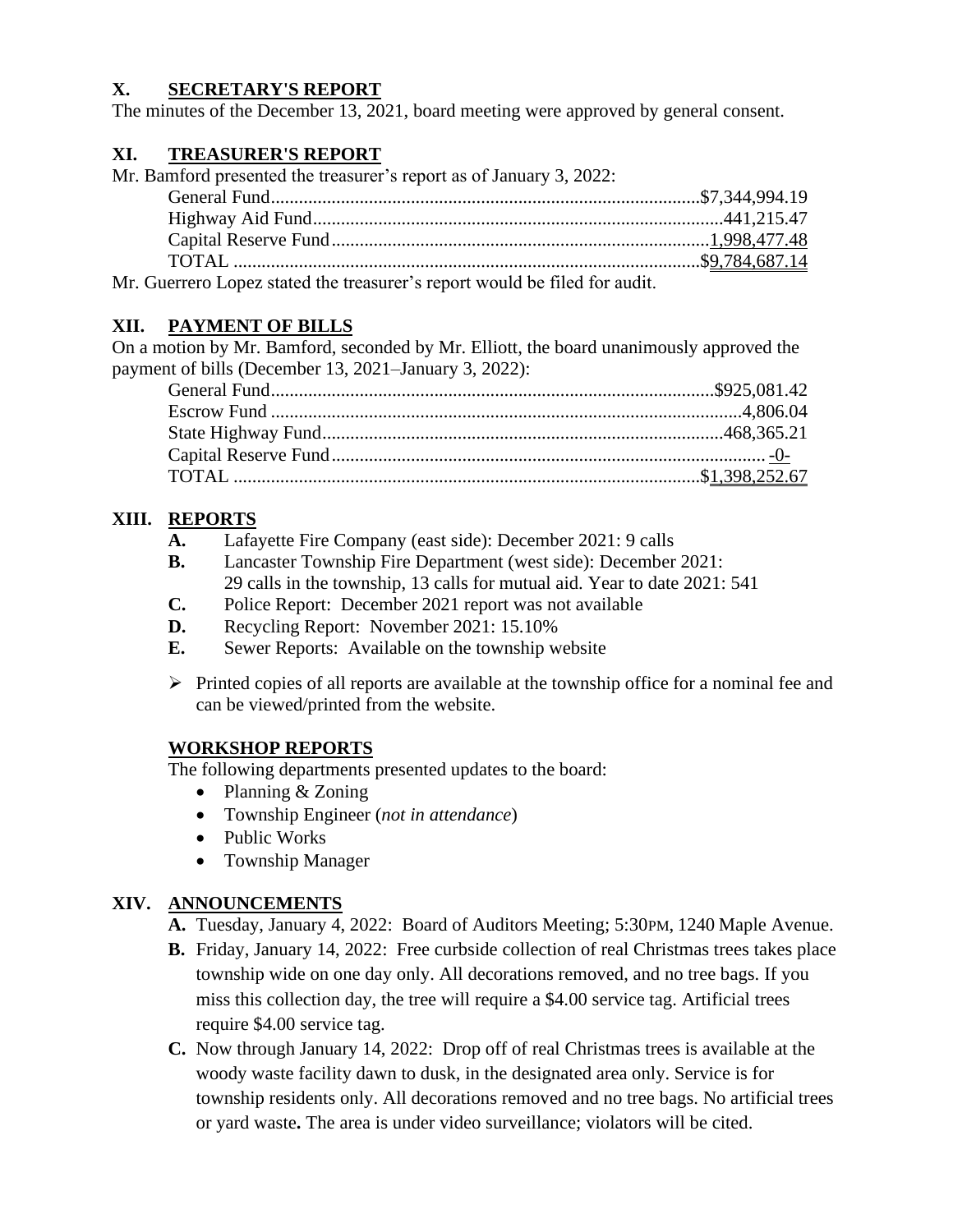## X. SECRETARY'S REPORT

The minutes of the December 13, 2021, board meeting were approved by general consent.

## XI. TREASURER'S REPORT

Mr. Bamford presented the treasurer's report as of January 3, 2022:

| | |
|---|---|
| General Fund | $7,344,994.19 |
| Highway Aid Fund | 441,215.47 |
| Capital Reserve Fund | 1,998,477.48 |
| TOTAL | $9,784,687.14 |

Mr. Guerrero Lopez stated the treasurer's report would be filed for audit.

## XII. PAYMENT OF BILLS

On a motion by Mr. Bamford, seconded by Mr. Elliott, the board unanimously approved the payment of bills (December 13, 2021–January 3, 2022):

| | |
|---|---|
| General Fund | $925,081.42 |
| Escrow Fund | 4,806.04 |
| State Highway Fund | 468,365.21 |
| Capital Reserve Fund | -0- |
| TOTAL | $1,398,252.67 |

## XIII. REPORTS

- **A.** Lafayette Fire Company (east side): December 2021: 9 calls
- **B.** Lancaster Township Fire Department (west side): December 2021: 29 calls in the township, 13 calls for mutual aid. Year to date 2021: 541
- **C.** Police Report: December 2021 report was not available
- **D.** Recycling Report: November 2021: 15.10%
- **E.** Sewer Reports: Available on the township website

- ➢ Printed copies of all reports are available at the township office for a nominal fee and can be viewed/printed from the website.

### WORKSHOP REPORTS

The following departments presented updates to the board:

- Planning & Zoning
- Township Engineer (*not in attendance*)
- Public Works
- Township Manager

## XIV. ANNOUNCEMENTS

- **A.** Tuesday, January 4, 2022: Board of Auditors Meeting; 5:30PM, 1240 Maple Avenue.
- **B.** Friday, January 14, 2022: Free curbside collection of real Christmas trees takes place township wide on one day only. All decorations removed, and no tree bags. If you miss this collection day, the tree will require a $4.00 service tag. Artificial trees require $4.00 service tag.
- **C.** Now through January 14, 2022: Drop off of real Christmas trees is available at the woody waste facility dawn to dusk, in the designated area only. Service is for township residents only. All decorations removed and no tree bags. No artificial trees or yard waste**.** The area is under video surveillance; violators will be cited.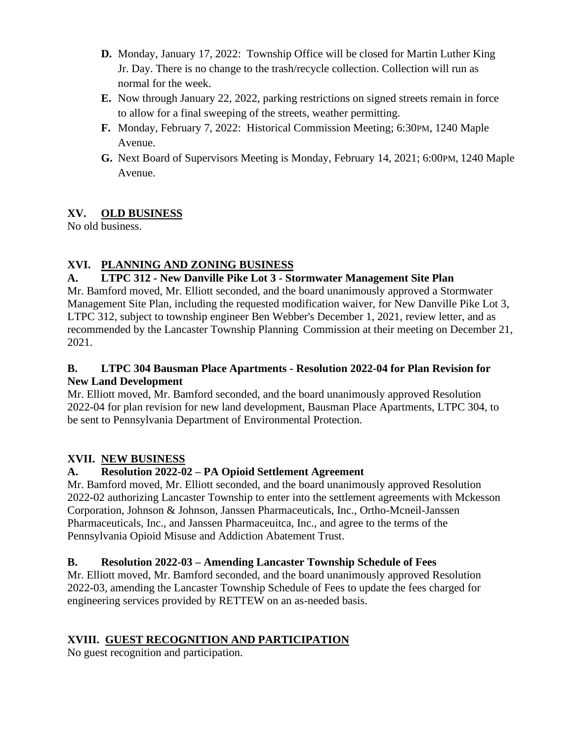**D.** Monday, January 17, 2022: Township Office will be closed for Martin Luther King Jr. Day. There is no change to the trash/recycle collection. Collection will run as normal for the week.

**E.** Now through January 22, 2022, parking restrictions on signed streets remain in force to allow for a final sweeping of the streets, weather permitting.

**F.** Monday, February 7, 2022: Historical Commission Meeting; 6:30PM, 1240 Maple Avenue.

**G.** Next Board of Supervisors Meeting is Monday, February 14, 2021; 6:00PM, 1240 Maple Avenue.

## XV. OLD BUSINESS

No old business.

## XVI. PLANNING AND ZONING BUSINESS

### A. LTPC 312 - New Danville Pike Lot 3 - Stormwater Management Site Plan

Mr. Bamford moved, Mr. Elliott seconded, and the board unanimously approved a Stormwater Management Site Plan, including the requested modification waiver, for New Danville Pike Lot 3, LTPC 312, subject to township engineer Ben Webber's December 1, 2021, review letter, and as recommended by the Lancaster Township Planning Commission at their meeting on December 21, 2021.

### B. LTPC 304 Bausman Place Apartments - Resolution 2022-04 for Plan Revision for New Land Development

Mr. Elliott moved, Mr. Bamford seconded, and the board unanimously approved Resolution 2022-04 for plan revision for new land development, Bausman Place Apartments, LTPC 304, to be sent to Pennsylvania Department of Environmental Protection.

## XVII. NEW BUSINESS

### A. Resolution 2022-02 – PA Opioid Settlement Agreement

Mr. Bamford moved, Mr. Elliott seconded, and the board unanimously approved Resolution 2022-02 authorizing Lancaster Township to enter into the settlement agreements with Mckesson Corporation, Johnson & Johnson, Janssen Pharmaceuticals, Inc., Ortho-Mcneil-Janssen Pharmaceuticals, Inc., and Janssen Pharmaceuitca, Inc., and agree to the terms of the Pennsylvania Opioid Misuse and Addiction Abatement Trust.

### B. Resolution 2022-03 – Amending Lancaster Township Schedule of Fees

Mr. Elliott moved, Mr. Bamford seconded, and the board unanimously approved Resolution 2022-03, amending the Lancaster Township Schedule of Fees to update the fees charged for engineering services provided by RETTEW on an as-needed basis.

## XVIII. GUEST RECOGNITION AND PARTICIPATION

No guest recognition and participation.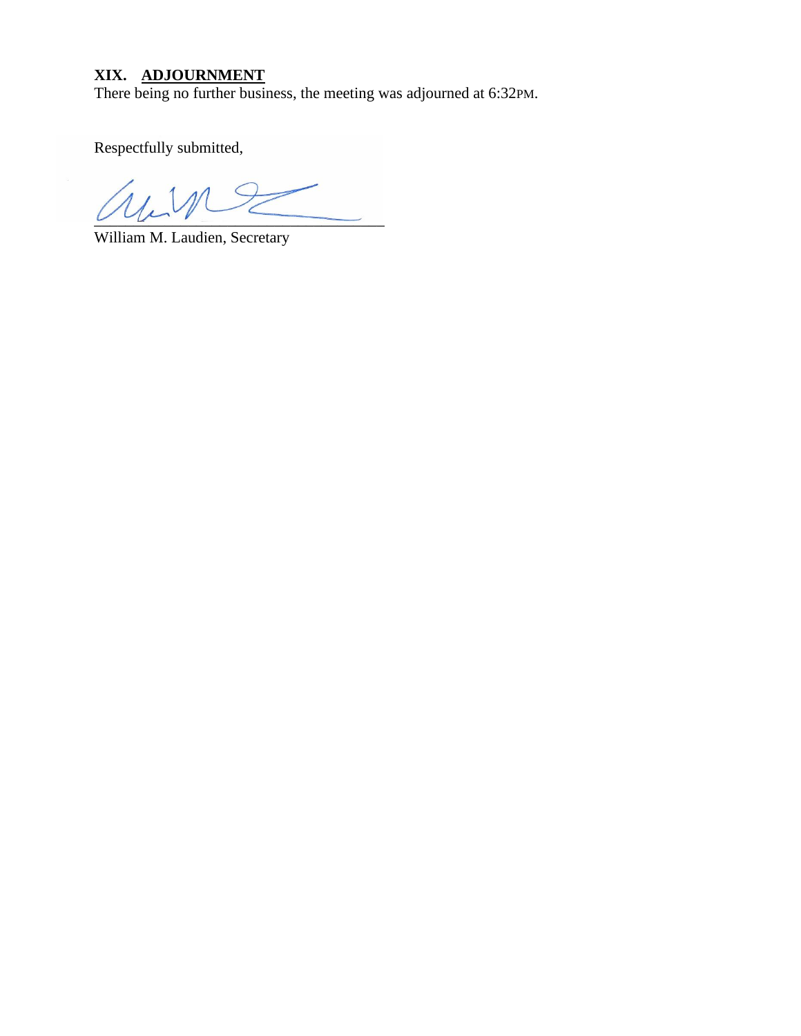## XIX. ADJOURNMENT

There being no further business, the meeting was adjourned at 6:32PM.

Respectfully submitted,

William M. Laudien, Secretary